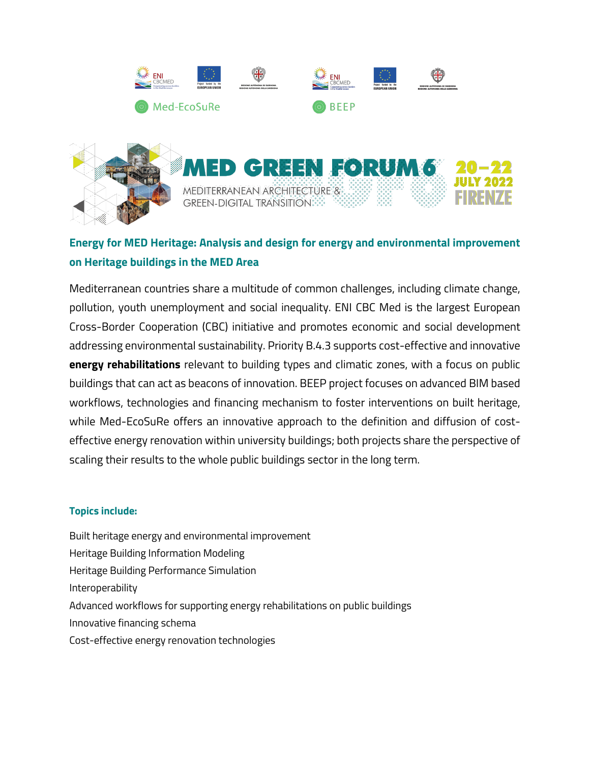Med-EcoSuRe

BEEP

# MED GREEN FORUM 6

MEDITERRANEAN ARCHITECTURE & GREEN-DIGITAL TRANSITION

20–22 JULY 2022 FIRENZE

## Energy for MED Heritage: Analysis and design for energy and environmental improvement on Heritage buildings in the MED Area

Mediterranean countries share a multitude of common challenges, including climate change, pollution, youth unemployment and social inequality. ENI CBC Med is the largest European Cross-Border Cooperation (CBC) initiative and promotes economic and social development addressing environmental sustainability. Priority B.4.3 supports cost-effective and innovative **energy rehabilitations** relevant to building types and climatic zones, with a focus on public buildings that can act as beacons of innovation. BEEP project focuses on advanced BIM based workflows, technologies and financing mechanism to foster interventions on built heritage, while Med-EcoSuRe offers an innovative approach to the definition and diffusion of cost-effective energy renovation within university buildings; both projects share the perspective of scaling their results to the whole public buildings sector in the long term.

### Topics include:

Built heritage energy and environmental improvement
Heritage Building Information Modeling
Heritage Building Performance Simulation
Interoperability
Advanced workflows for supporting energy rehabilitations on public buildings
Innovative financing schema
Cost-effective energy renovation technologies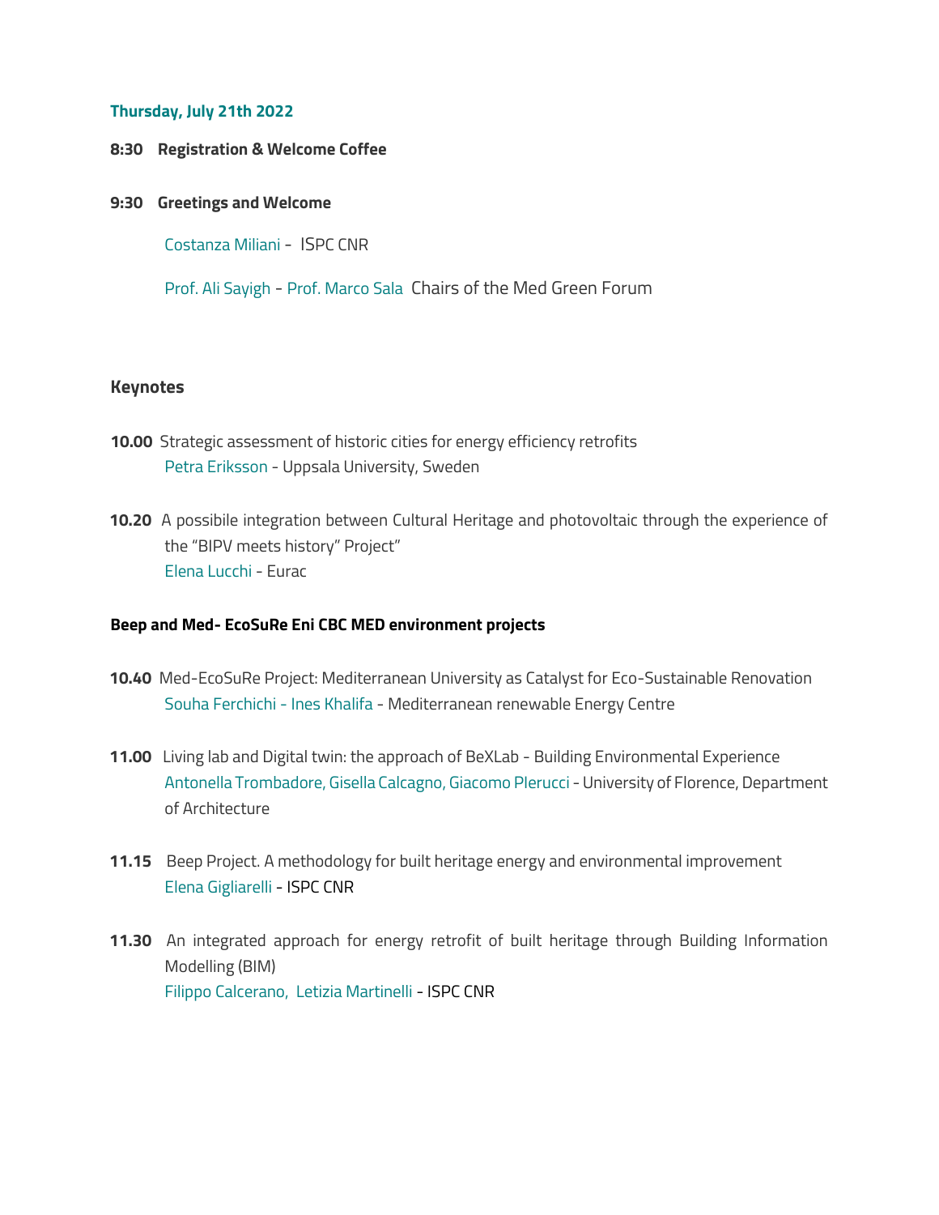**Thursday, July 21th 2022**

**8:30 Registration & Welcome Coffee**

**9:30 Greetings and Welcome**

Costanza Miliani - ISPC CNR

Prof. Ali Sayigh - Prof. Marco Sala Chairs of the Med Green Forum

## Keynotes

**10.00** Strategic assessment of historic cities for energy efficiency retrofits
Petra Eriksson - Uppsala University, Sweden

**10.20** A possibile integration between Cultural Heritage and photovoltaic through the experience of the "BIPV meets history" Project"
Elena Lucchi - Eurac

### Beep and Med- EcoSuRe Eni CBC MED environment projects

**10.40** Med-EcoSuRe Project: Mediterranean University as Catalyst for Eco-Sustainable Renovation
Souha Ferchichi - Ines Khalifa - Mediterranean renewable Energy Centre

**11.00** Living lab and Digital twin: the approach of BeXLab - Building Environmental Experience
Antonella Trombadore, Gisella Calcagno, Giacomo PIerucci - University of Florence, Department of Architecture

**11.15** Beep Project. A methodology for built heritage energy and environmental improvement
Elena Gigliarelli - ISPC CNR

**11.30** An integrated approach for energy retrofit of built heritage through Building Information Modelling (BIM)
Filippo Calcerano, Letizia Martinelli - ISPC CNR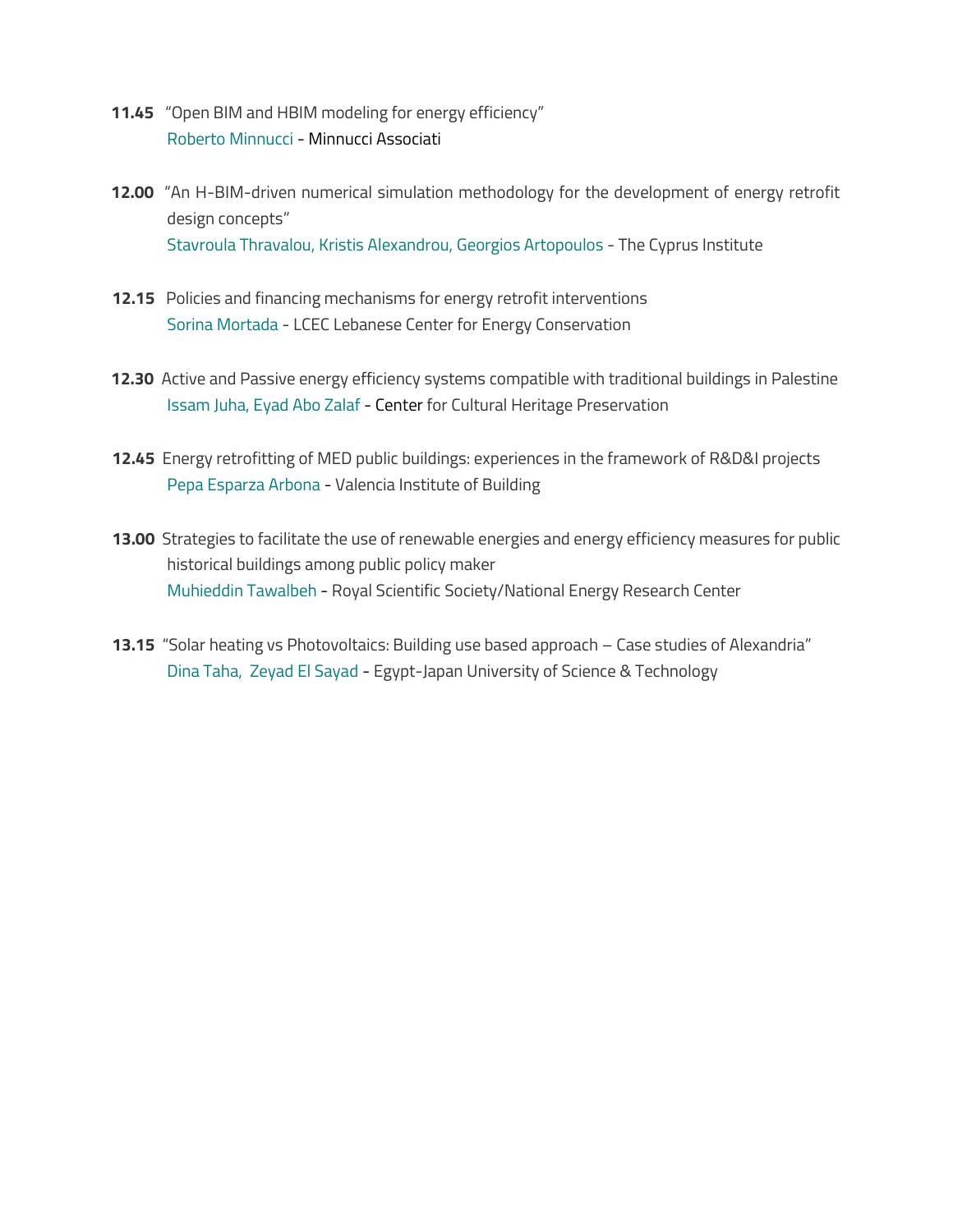**11.45** "Open BIM and HBIM modeling for energy efficiency"
Roberto Minnucci - Minnucci Associati

**12.00** "An H-BIM-driven numerical simulation methodology for the development of energy retrofit design concepts"
Stavroula Thravalou, Kristis Alexandrou, Georgios Artopoulos - The Cyprus Institute

**12.15** Policies and financing mechanisms for energy retrofit interventions
Sorina Mortada - LCEC Lebanese Center for Energy Conservation

**12.30** Active and Passive energy efficiency systems compatible with traditional buildings in Palestine
Issam Juha, Eyad Abo Zalaf - Center for Cultural Heritage Preservation

**12.45** Energy retrofitting of MED public buildings: experiences in the framework of R&D&I projects
Pepa Esparza Arbona - Valencia Institute of Building

**13.00** Strategies to facilitate the use of renewable energies and energy efficiency measures for public historical buildings among public policy maker
Muhieddin Tawalbeh - Royal Scientific Society/National Energy Research Center

**13.15** "Solar heating vs Photovoltaics: Building use based approach – Case studies of Alexandria"
Dina Taha, Zeyad El Sayad - Egypt-Japan University of Science & Technology